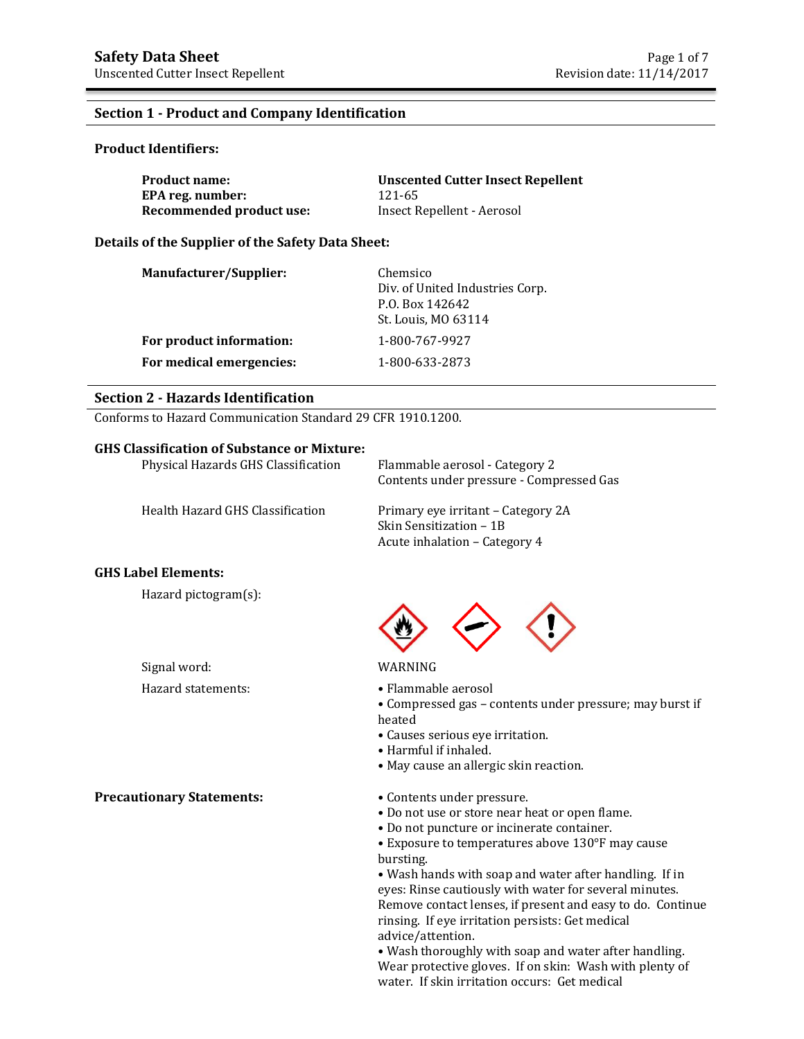# Safety Data Sheet

Unscented Cutter Insect Repellent

## Section 1 - Product and Company Identification

### Product Identifiers:

| | |
|---|---|
| **Product name:** | **Unscented Cutter Insect Repellent** |
| **EPA reg. number:** | 121-65 |
| **Recommended product use:** | Insect Repellent - Aerosol |

### Details of the Supplier of the Safety Data Sheet:

| | |
|---|---|
| **Manufacturer/Supplier:** | Chemsico<br>Div. of United Industries Corp.<br>P.O. Box 142642<br>St. Louis, MO 63114 |
| **For product information:** | 1-800-767-9927 |
| **For medical emergencies:** | 1-800-633-2873 |

## Section 2 - Hazards Identification

Conforms to Hazard Communication Standard 29 CFR 1910.1200.

### GHS Classification of Substance or Mixture:

| | |
|---|---|
| Physical Hazards GHS Classification | Flammable aerosol - Category 2<br>Contents under pressure - Compressed Gas |
| Health Hazard GHS Classification | Primary eye irritant – Category 2A<br>Skin Sensitization – 1B<br>Acute inhalation – Category 4 |

### GHS Label Elements:

Hazard pictogram(s):

Signal word: WARNING

Hazard statements:

- Flammable aerosol
- Compressed gas – contents under pressure; may burst if heated
- Causes serious eye irritation.
- Harmful if inhaled.
- May cause an allergic skin reaction.

**Precautionary Statements:**

- Contents under pressure.
- Do not use or store near heat or open flame.
- Do not puncture or incinerate container.
- Exposure to temperatures above 130°F may cause bursting.
- Wash hands with soap and water after handling. If in eyes: Rinse cautiously with water for several minutes. Remove contact lenses, if present and easy to do. Continue rinsing. If eye irritation persists: Get medical advice/attention.
- Wash thoroughly with soap and water after handling. Wear protective gloves. If on skin: Wash with plenty of water. If skin irritation occurs: Get medical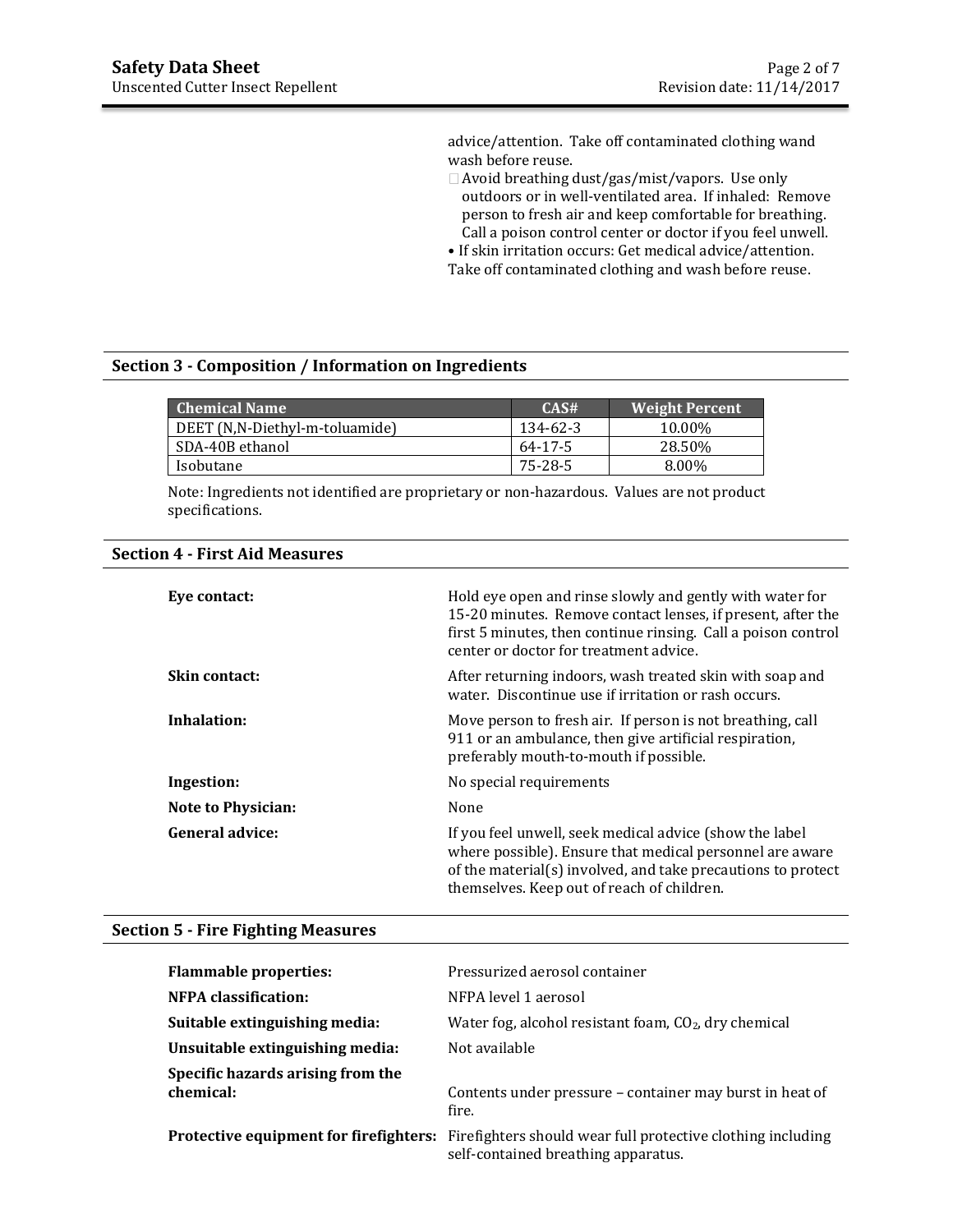advice/attention. Take off contaminated clothing wand wash before reuse.

- Avoid breathing dust/gas/mist/vapors. Use only outdoors or in well-ventilated area. If inhaled: Remove person to fresh air and keep comfortable for breathing. Call a poison control center or doctor if you feel unwell.
- If skin irritation occurs: Get medical advice/attention.

Take off contaminated clothing and wash before reuse.

## Section 3 - Composition / Information on Ingredients

| Chemical Name | CAS# | Weight Percent |
|---|---|---|
| DEET (N,N-Diethyl-m-toluamide) | 134-62-3 | 10.00% |
| SDA-40B ethanol | 64-17-5 | 28.50% |
| Isobutane | 75-28-5 | 8.00% |

Note: Ingredients not identified are proprietary or non-hazardous. Values are not product specifications.

## Section 4 - First Aid Measures

**Eye contact:** Hold eye open and rinse slowly and gently with water for 15-20 minutes. Remove contact lenses, if present, after the first 5 minutes, then continue rinsing. Call a poison control center or doctor for treatment advice.

**Skin contact:** After returning indoors, wash treated skin with soap and water. Discontinue use if irritation or rash occurs.

**Inhalation:** Move person to fresh air. If person is not breathing, call 911 or an ambulance, then give artificial respiration, preferably mouth-to-mouth if possible.

**Ingestion:** No special requirements

**Note to Physician:** None

**General advice:** If you feel unwell, seek medical advice (show the label where possible). Ensure that medical personnel are aware of the material(s) involved, and take precautions to protect themselves. Keep out of reach of children.

## Section 5 - Fire Fighting Measures

**Flammable properties:** Pressurized aerosol container

**NFPA classification:** NFPA level 1 aerosol

**Suitable extinguishing media:** Water fog, alcohol resistant foam, $CO_2$, dry chemical

**Unsuitable extinguishing media:** Not available

**Specific hazards arising from the chemical:** Contents under pressure – container may burst in heat of fire.

**Protective equipment for firefighters:** Firefighters should wear full protective clothing including self-contained breathing apparatus.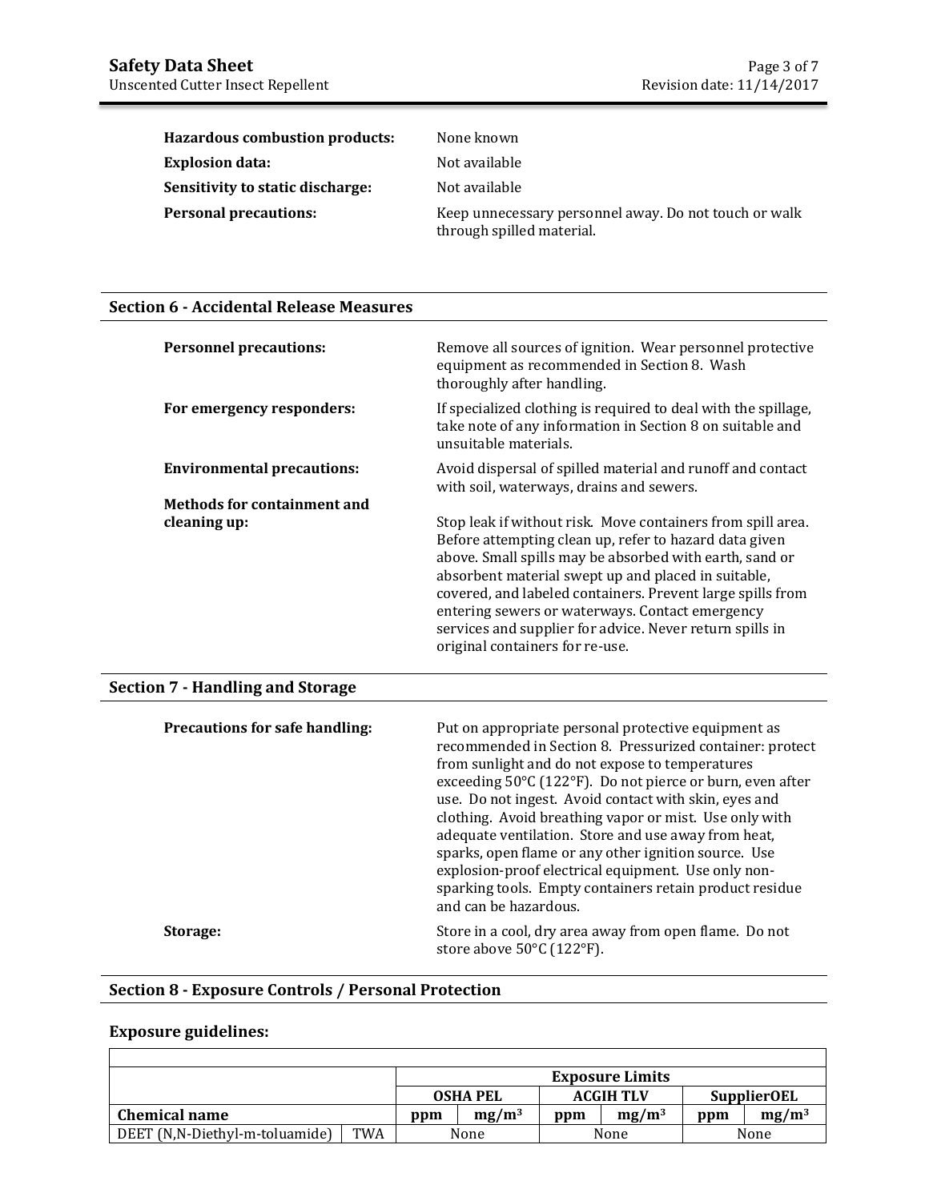| | |
|---|---|
| **Hazardous combustion products:** | None known |
| **Explosion data:** | Not available |
| **Sensitivity to static discharge:** | Not available |
| **Personal precautions:** | Keep unnecessary personnel away. Do not touch or walk through spilled material. |

## Section 6 - Accidental Release Measures

| | |
|---|---|
| **Personnel precautions:** | Remove all sources of ignition. Wear personnel protective equipment as recommended in Section 8. Wash thoroughly after handling. |
| **For emergency responders:** | If specialized clothing is required to deal with the spillage, take note of any information in Section 8 on suitable and unsuitable materials. |
| **Environmental precautions:** | Avoid dispersal of spilled material and runoff and contact with soil, waterways, drains and sewers. |
| **Methods for containment and cleaning up:** | Stop leak if without risk. Move containers from spill area. Before attempting clean up, refer to hazard data given above. Small spills may be absorbed with earth, sand or absorbent material swept up and placed in suitable, covered, and labeled containers. Prevent large spills from entering sewers or waterways. Contact emergency services and supplier for advice. Never return spills in original containers for re-use. |

## Section 7 - Handling and Storage

| | |
|---|---|
| **Precautions for safe handling:** | Put on appropriate personal protective equipment as recommended in Section 8. Pressurized container: protect from sunlight and do not expose to temperatures exceeding 50°C (122°F). Do not pierce or burn, even after use. Do not ingest. Avoid contact with skin, eyes and clothing. Avoid breathing vapor or mist. Use only with adequate ventilation. Store and use away from heat, sparks, open flame or any other ignition source. Use explosion-proof electrical equipment. Use only non-sparking tools. Empty containers retain product residue and can be hazardous. |
| **Storage:** | Store in a cool, dry area away from open flame. Do not store above 50°C (122°F). |

## Section 8 - Exposure Controls / Personal Protection

### Exposure guidelines:

| | | Exposure Limits | | | | | |
|---|---|---|---|---|---|---|---|
| | | OSHA PEL | | ACGIH TLV | | SupplierOEL | |
| **Chemical name** | | **ppm** | **$mg/m^3$** | **ppm** | **$mg/m^3$** | **ppm** | **$mg/m^3$** |
| DEET (N,N-Diethyl-m-toluamide) | TWA | None | | None | | None | |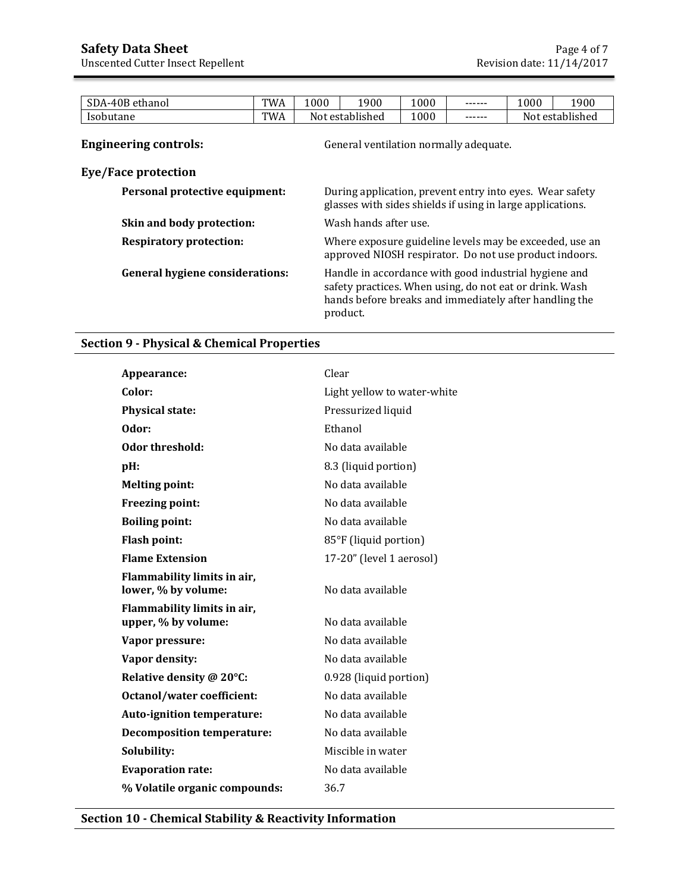| | | | | | | | |
|---|---|---|---|---|---|---|---|
| SDA-40B ethanol | TWA | 1000 | 1900 | 1000 | ------ | 1000 | 1900 |
| Isobutane | TWA | Not established | | 1000 | ------ | Not established | |

**Engineering controls:** General ventilation normally adequate.

**Eye/Face protection**

**Personal protective equipment:** During application, prevent entry into eyes. Wear safety glasses with sides shields if using in large applications.

**Skin and body protection:** Wash hands after use.

**Respiratory protection:** Where exposure guideline levels may be exceeded, use an approved NIOSH respirator. Do not use product indoors.

**General hygiene considerations:** Handle in accordance with good industrial hygiene and safety practices. When using, do not eat or drink. Wash hands before breaks and immediately after handling the product.

## Section 9 - Physical & Chemical Properties

| | |
|---|---|
| **Appearance:** | Clear |
| **Color:** | Light yellow to water-white |
| **Physical state:** | Pressurized liquid |
| **Odor:** | Ethanol |
| **Odor threshold:** | No data available |
| **pH:** | 8.3 (liquid portion) |
| **Melting point:** | No data available |
| **Freezing point:** | No data available |
| **Boiling point:** | No data available |
| **Flash point:** | 85°F (liquid portion) |
| **Flame Extension** | 17-20" (level 1 aerosol) |
| **Flammability limits in air, lower, % by volume:** | No data available |
| **Flammability limits in air, upper, % by volume:** | No data available |
| **Vapor pressure:** | No data available |
| **Vapor density:** | No data available |
| **Relative density @ 20°C:** | 0.928 (liquid portion) |
| **Octanol/water coefficient:** | No data available |
| **Auto-ignition temperature:** | No data available |
| **Decomposition temperature:** | No data available |
| **Solubility:** | Miscible in water |
| **Evaporation rate:** | No data available |
| **% Volatile organic compounds:** | 36.7 |

## Section 10 - Chemical Stability & Reactivity Information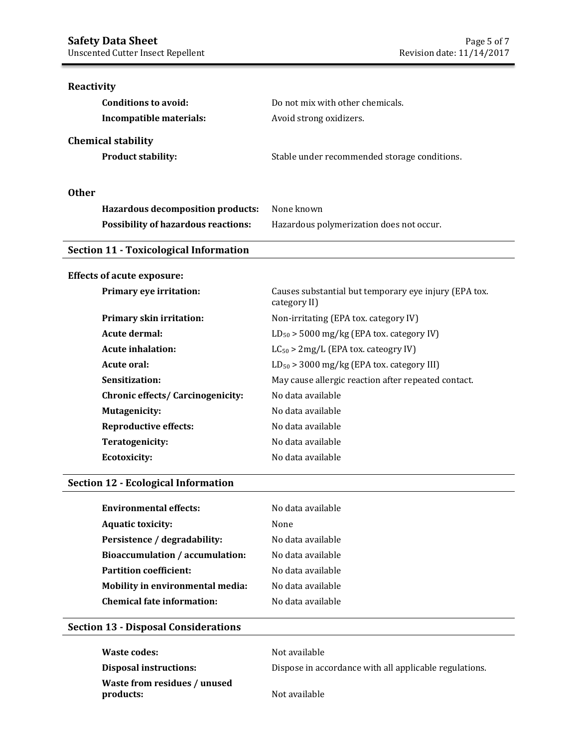### Reactivity

| | |
|---|---|
| **Conditions to avoid:** | Do not mix with other chemicals. |
| **Incompatible materials:** | Avoid strong oxidizers. |

### Chemical stability

| | |
|---|---|
| **Product stability:** | Stable under recommended storage conditions. |

### Other

| | |
|---|---|
| **Hazardous decomposition products:** | None known |
| **Possibility of hazardous reactions:** | Hazardous polymerization does not occur. |

## Section 11 - Toxicological Information

### Effects of acute exposure:

| | |
|---|---|
| **Primary eye irritation:** | Causes substantial but temporary eye injury (EPA tox. category II) |
| **Primary skin irritation:** | Non-irritating (EPA tox. category IV) |
| **Acute dermal:** | $LD_{50}$ > 5000 mg/kg (EPA tox. category IV) |
| **Acute inhalation:** | $LC_{50}$ > 2mg/L (EPA tox. cateogry IV) |
| **Acute oral:** | $LD_{50}$ > 3000 mg/kg (EPA tox. category III) |
| **Sensitization:** | May cause allergic reaction after repeated contact. |
| **Chronic effects/ Carcinogenicity:** | No data available |
| **Mutagenicity:** | No data available |
| **Reproductive effects:** | No data available |
| **Teratogenicity:** | No data available |
| **Ecotoxicity:** | No data available |

## Section 12 - Ecological Information

| | |
|---|---|
| **Environmental effects:** | No data available |
| **Aquatic toxicity:** | None |
| **Persistence / degradability:** | No data available |
| **Bioaccumulation / accumulation:** | No data available |
| **Partition coefficient:** | No data available |
| **Mobility in environmental media:** | No data available |
| **Chemical fate information:** | No data available |

## Section 13 - Disposal Considerations

| | |
|---|---|
| **Waste codes:** | Not available |
| **Disposal instructions:** | Dispose in accordance with all applicable regulations. |
| **Waste from residues / unused products:** | Not available |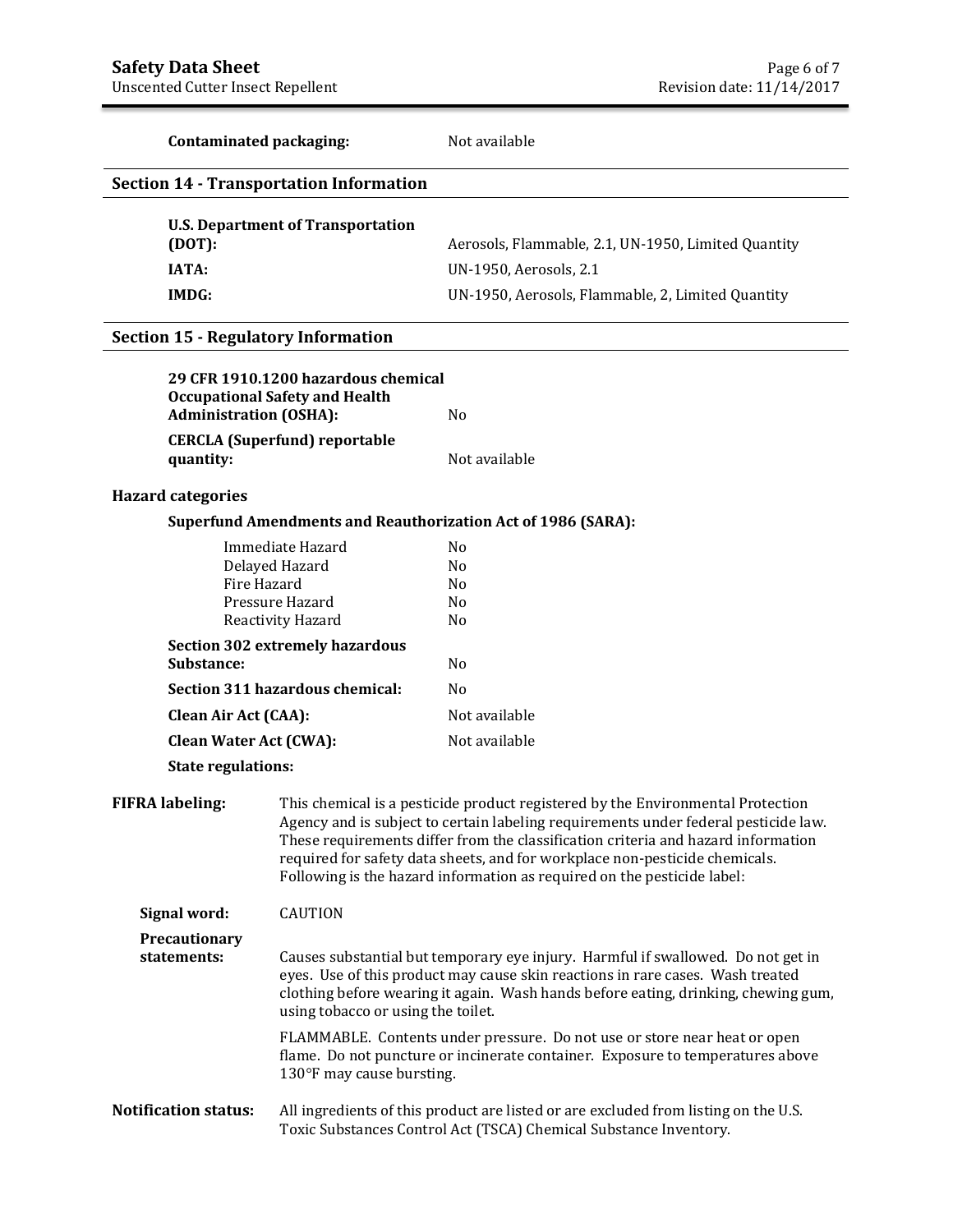**Contaminated packaging:** Not available

## Section 14 - Transportation Information

| | |
|---|---|
| **U.S. Department of Transportation (DOT):** | Aerosols, Flammable, 2.1, UN-1950, Limited Quantity |
| **IATA:** | UN-1950, Aerosols, 2.1 |
| **IMDG:** | UN-1950, Aerosols, Flammable, 2, Limited Quantity |

## Section 15 - Regulatory Information

| | |
|---|---|
| **29 CFR 1910.1200 hazardous chemical Occupational Safety and Health Administration (OSHA):** | No |
| **CERCLA (Superfund) reportable quantity:** | Not available |

### Hazard categories

**Superfund Amendments and Reauthorization Act of 1986 (SARA):**

| | |
|---|---|
| Immediate Hazard | No |
| Delayed Hazard | No |
| Fire Hazard | No |
| Pressure Hazard | No |
| Reactivity Hazard | No |

| | |
|---|---|
| **Section 302 extremely hazardous Substance:** | No |
| **Section 311 hazardous chemical:** | No |
| **Clean Air Act (CAA):** | Not available |
| **Clean Water Act (CWA):** | Not available |

**State regulations:**

**FIFRA labeling:** This chemical is a pesticide product registered by the Environmental Protection Agency and is subject to certain labeling requirements under federal pesticide law. These requirements differ from the classification criteria and hazard information required for safety data sheets, and for workplace non-pesticide chemicals. Following is the hazard information as required on the pesticide label:

**Signal word:** CAUTION

**Precautionary statements:** Causes substantial but temporary eye injury. Harmful if swallowed. Do not get in eyes. Use of this product may cause skin reactions in rare cases. Wash treated clothing before wearing it again. Wash hands before eating, drinking, chewing gum, using tobacco or using the toilet.

FLAMMABLE. Contents under pressure. Do not use or store near heat or open flame. Do not puncture or incinerate container. Exposure to temperatures above 130°F may cause bursting.

**Notification status:** All ingredients of this product are listed or are excluded from listing on the U.S. Toxic Substances Control Act (TSCA) Chemical Substance Inventory.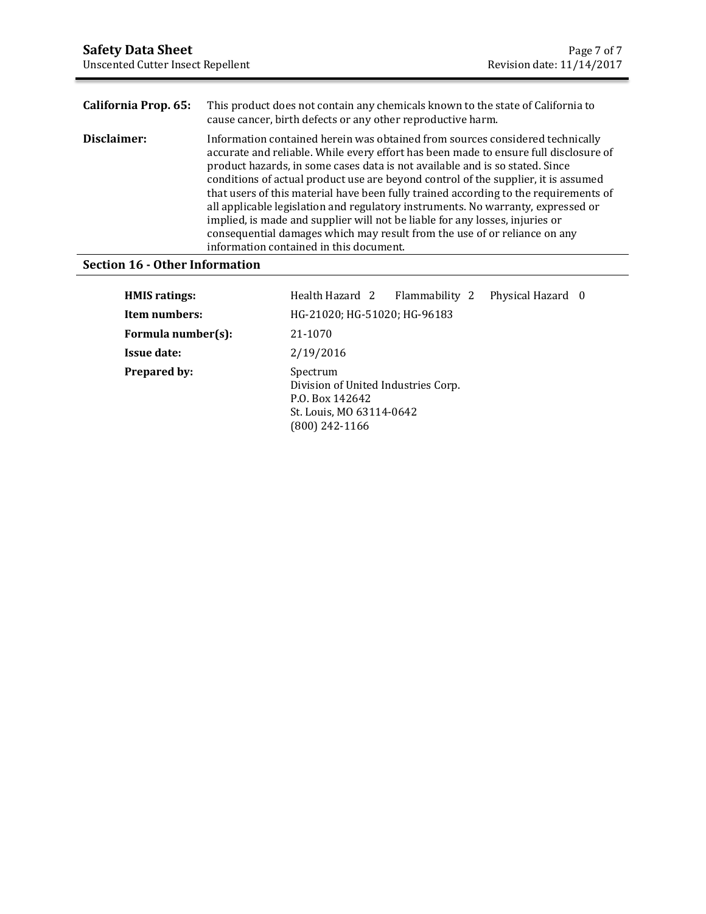**California Prop. 65:** This product does not contain any chemicals known to the state of California to cause cancer, birth defects or any other reproductive harm.

**Disclaimer:** Information contained herein was obtained from sources considered technically accurate and reliable. While every effort has been made to ensure full disclosure of product hazards, in some cases data is not available and is so stated. Since conditions of actual product use are beyond control of the supplier, it is assumed that users of this material have been fully trained according to the requirements of all applicable legislation and regulatory instruments. No warranty, expressed or implied, is made and supplier will not be liable for any losses, injuries or consequential damages which may result from the use of or reliance on any information contained in this document.

## Section 16 - Other Information

**HMIS ratings:** Health Hazard 2 Flammability 2 Physical Hazard 0

**Item numbers:** HG-21020; HG-51020; HG-96183

**Formula number(s):** 21-1070

**Issue date:** 2/19/2016

**Prepared by:** Spectrum
Division of United Industries Corp.
P.O. Box 142642
St. Louis, MO 63114-0642
(800) 242-1166